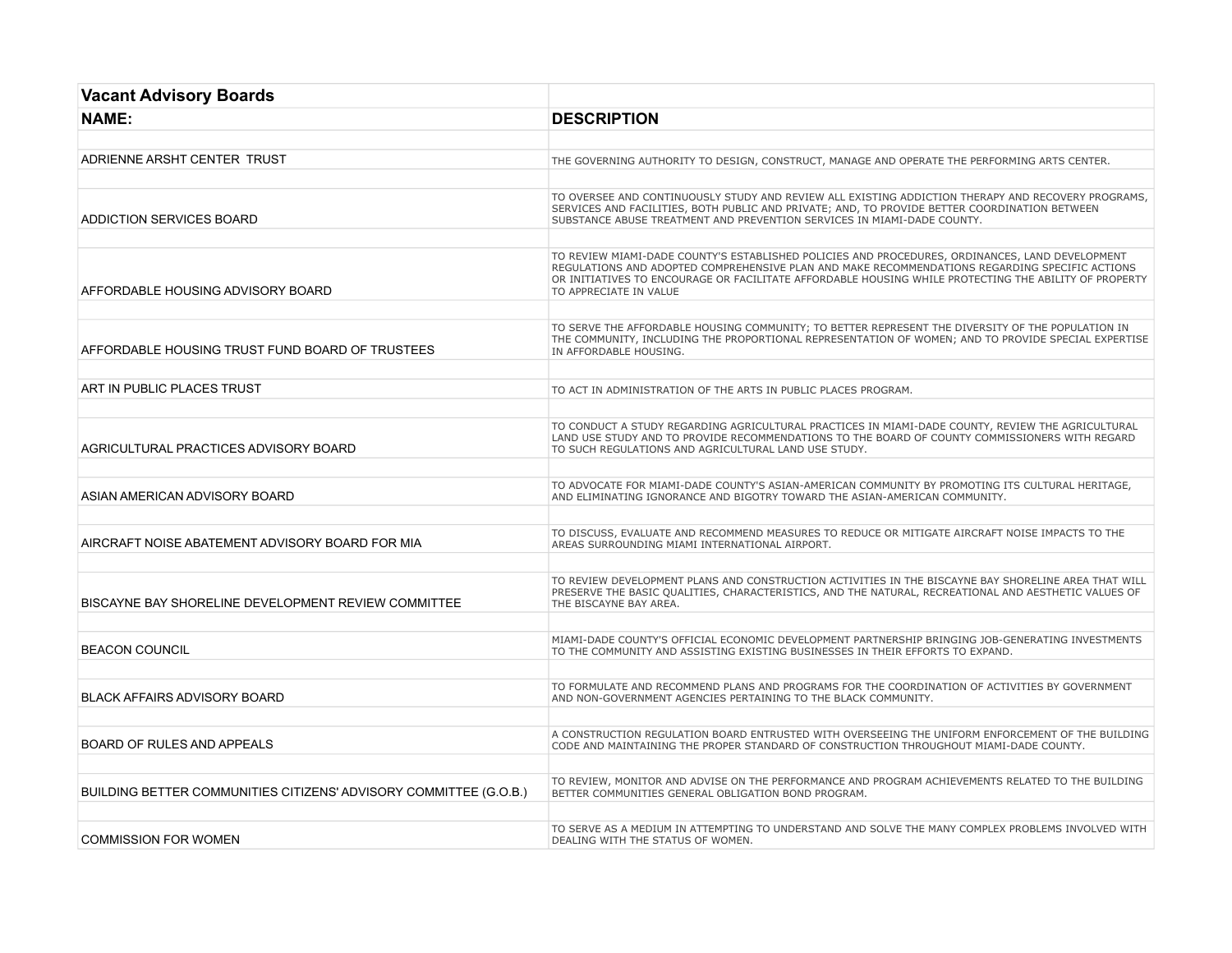| Vacant Advisory Boards | |
|---|---|
| **NAME:** | **DESCRIPTION** |
| ADRIENNE ARSHT CENTER TRUST | THE GOVERNING AUTHORITY TO DESIGN, CONSTRUCT, MANAGE AND OPERATE THE PERFORMING ARTS CENTER. |
| ADDICTION SERVICES BOARD | TO OVERSEE AND CONTINUOUSLY STUDY AND REVIEW ALL EXISTING ADDICTION THERAPY AND RECOVERY PROGRAMS, SERVICES AND FACILITIES, BOTH PUBLIC AND PRIVATE; AND, TO PROVIDE BETTER COORDINATION BETWEEN SUBSTANCE ABUSE TREATMENT AND PREVENTION SERVICES IN MIAMI-DADE COUNTY. |
| AFFORDABLE HOUSING ADVISORY BOARD | TO REVIEW MIAMI-DADE COUNTY'S ESTABLISHED POLICIES AND PROCEDURES, ORDINANCES, LAND DEVELOPMENT REGULATIONS AND ADOPTED COMPREHENSIVE PLAN AND MAKE RECOMMENDATIONS REGARDING SPECIFIC ACTIONS OR INITIATIVES TO ENCOURAGE OR FACILITATE AFFORDABLE HOUSING WHILE PROTECTING THE ABILITY OF PROPERTY TO APPRECIATE IN VALUE |
| AFFORDABLE HOUSING TRUST FUND BOARD OF TRUSTEES | TO SERVE THE AFFORDABLE HOUSING COMMUNITY; TO BETTER REPRESENT THE DIVERSITY OF THE POPULATION IN THE COMMUNITY, INCLUDING THE PROPORTIONAL REPRESENTATION OF WOMEN; AND TO PROVIDE SPECIAL EXPERTISE IN AFFORDABLE HOUSING. |
| ART IN PUBLIC PLACES TRUST | TO ACT IN ADMINISTRATION OF THE ARTS IN PUBLIC PLACES PROGRAM. |
| AGRICULTURAL PRACTICES ADVISORY BOARD | TO CONDUCT A STUDY REGARDING AGRICULTURAL PRACTICES IN MIAMI-DADE COUNTY, REVIEW THE AGRICULTURAL LAND USE STUDY AND TO PROVIDE RECOMMENDATIONS TO THE BOARD OF COUNTY COMMISSIONERS WITH REGARD TO SUCH REGULATIONS AND AGRICULTURAL LAND USE STUDY. |
| ASIAN AMERICAN ADVISORY BOARD | TO ADVOCATE FOR MIAMI-DADE COUNTY'S ASIAN-AMERICAN COMMUNITY BY PROMOTING ITS CULTURAL HERITAGE, AND ELIMINATING IGNORANCE AND BIGOTRY TOWARD THE ASIAN-AMERICAN COMMUNITY. |
| AIRCRAFT NOISE ABATEMENT ADVISORY BOARD FOR MIA | TO DISCUSS, EVALUATE AND RECOMMEND MEASURES TO REDUCE OR MITIGATE AIRCRAFT NOISE IMPACTS TO THE AREAS SURROUNDING MIAMI INTERNATIONAL AIRPORT. |
| BISCAYNE BAY SHORELINE DEVELOPMENT REVIEW COMMITTEE | TO REVIEW DEVELOPMENT PLANS AND CONSTRUCTION ACTIVITIES IN THE BISCAYNE BAY SHORELINE AREA THAT WILL PRESERVE THE BASIC QUALITIES, CHARACTERISTICS, AND THE NATURAL, RECREATIONAL AND AESTHETIC VALUES OF THE BISCAYNE BAY AREA. |
| BEACON COUNCIL | MIAMI-DADE COUNTY'S OFFICIAL ECONOMIC DEVELOPMENT PARTNERSHIP BRINGING JOB-GENERATING INVESTMENTS TO THE COMMUNITY AND ASSISTING EXISTING BUSINESSES IN THEIR EFFORTS TO EXPAND. |
| BLACK AFFAIRS ADVISORY BOARD | TO FORMULATE AND RECOMMEND PLANS AND PROGRAMS FOR THE COORDINATION OF ACTIVITIES BY GOVERNMENT AND NON-GOVERNMENT AGENCIES PERTAINING TO THE BLACK COMMUNITY. |
| BOARD OF RULES AND APPEALS | A CONSTRUCTION REGULATION BOARD ENTRUSTED WITH OVERSEEING THE UNIFORM ENFORCEMENT OF THE BUILDING CODE AND MAINTAINING THE PROPER STANDARD OF CONSTRUCTION THROUGHOUT MIAMI-DADE COUNTY. |
| BUILDING BETTER COMMUNITIES CITIZENS' ADVISORY COMMITTEE (G.O.B.) | TO REVIEW, MONITOR AND ADVISE ON THE PERFORMANCE AND PROGRAM ACHIEVEMENTS RELATED TO THE BUILDING BETTER COMMUNITIES GENERAL OBLIGATION BOND PROGRAM. |
| COMMISSION FOR WOMEN | TO SERVE AS A MEDIUM IN ATTEMPTING TO UNDERSTAND AND SOLVE THE MANY COMPLEX PROBLEMS INVOLVED WITH DEALING WITH THE STATUS OF WOMEN. |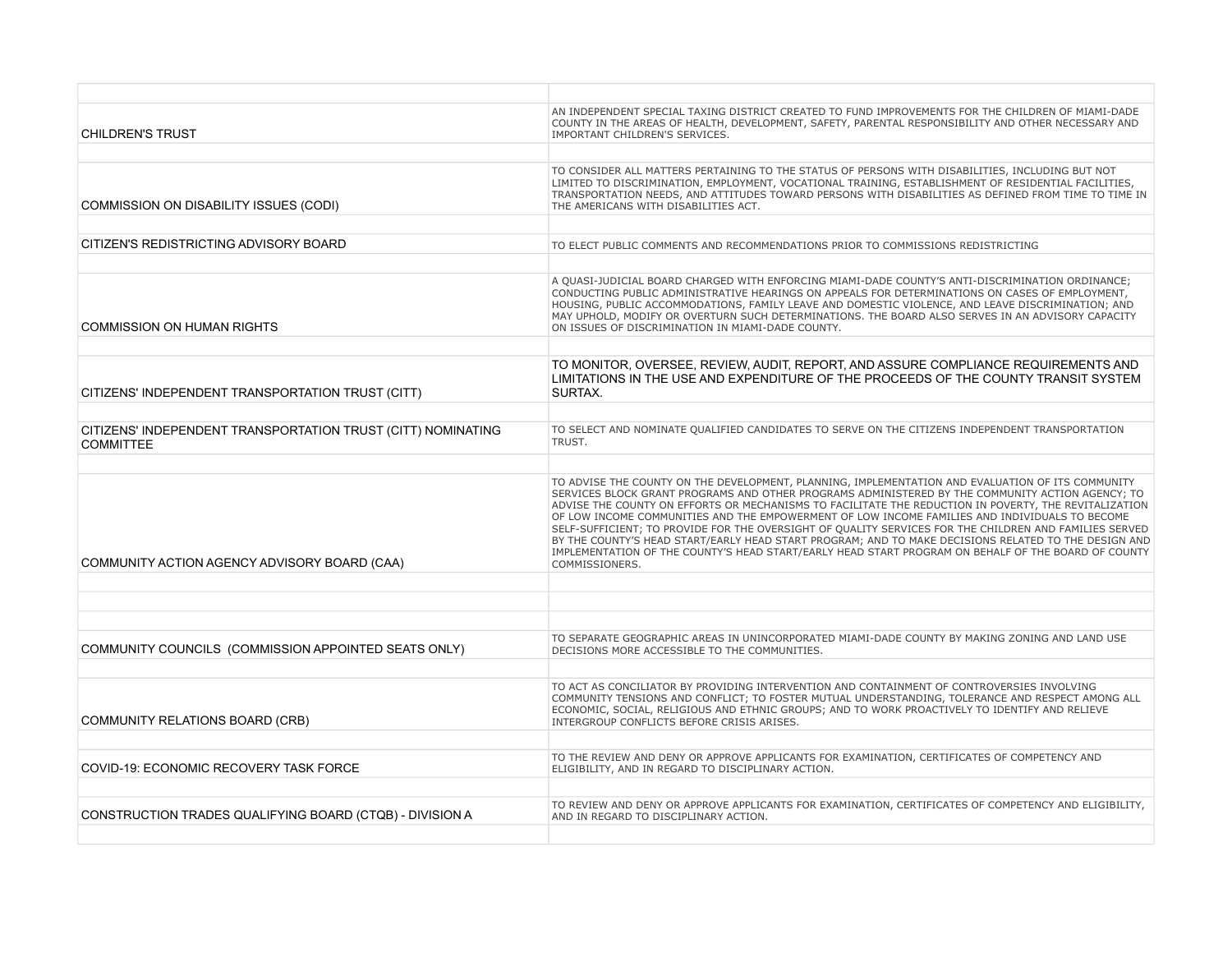| | |
|---|---|
| CHILDREN'S TRUST | AN INDEPENDENT SPECIAL TAXING DISTRICT CREATED TO FUND IMPROVEMENTS FOR THE CHILDREN OF MIAMI-DADE COUNTY IN THE AREAS OF HEALTH, DEVELOPMENT, SAFETY, PARENTAL RESPONSIBILITY AND OTHER NECESSARY AND IMPORTANT CHILDREN'S SERVICES. |
| | |
| COMMISSION ON DISABILITY ISSUES (CODI) | TO CONSIDER ALL MATTERS PERTAINING TO THE STATUS OF PERSONS WITH DISABILITIES, INCLUDING BUT NOT LIMITED TO DISCRIMINATION, EMPLOYMENT, VOCATIONAL TRAINING, ESTABLISHMENT OF RESIDENTIAL FACILITIES, TRANSPORTATION NEEDS, AND ATTITUDES TOWARD PERSONS WITH DISABILITIES AS DEFINED FROM TIME TO TIME IN THE AMERICANS WITH DISABILITIES ACT. |
| | |
| CITIZEN'S REDISTRICTING ADVISORY BOARD | TO ELECT PUBLIC COMMENTS AND RECOMMENDATIONS PRIOR TO COMMISSIONS REDISTRICTING |
| | |
| COMMISSION ON HUMAN RIGHTS | A QUASI-JUDICIAL BOARD CHARGED WITH ENFORCING MIAMI-DADE COUNTY'S ANTI-DISCRIMINATION ORDINANCE; CONDUCTING PUBLIC ADMINISTRATIVE HEARINGS ON APPEALS FOR DETERMINATIONS ON CASES OF EMPLOYMENT, HOUSING, PUBLIC ACCOMMODATIONS, FAMILY LEAVE AND DOMESTIC VIOLENCE, AND LEAVE DISCRIMINATION; AND MAY UPHOLD, MODIFY OR OVERTURN SUCH DETERMINATIONS. THE BOARD ALSO SERVES IN AN ADVISORY CAPACITY ON ISSUES OF DISCRIMINATION IN MIAMI-DADE COUNTY. |
| | |
| CITIZENS' INDEPENDENT TRANSPORTATION TRUST (CITT) | TO MONITOR, OVERSEE, REVIEW, AUDIT, REPORT, AND ASSURE COMPLIANCE REQUIREMENTS AND LIMITATIONS IN THE USE AND EXPENDITURE OF THE PROCEEDS OF THE COUNTY TRANSIT SYSTEM SURTAX. |
| | |
| CITIZENS' INDEPENDENT TRANSPORTATION TRUST (CITT) NOMINATING COMMITTEE | TO SELECT AND NOMINATE QUALIFIED CANDIDATES TO SERVE ON THE CITIZENS INDEPENDENT TRANSPORTATION TRUST. |
| | |
| COMMUNITY ACTION AGENCY ADVISORY BOARD (CAA) | TO ADVISE THE COUNTY ON THE DEVELOPMENT, PLANNING, IMPLEMENTATION AND EVALUATION OF ITS COMMUNITY SERVICES BLOCK GRANT PROGRAMS AND OTHER PROGRAMS ADMINISTERED BY THE COMMUNITY ACTION AGENCY; TO ADVISE THE COUNTY ON EFFORTS OR MECHANISMS TO FACILITATE THE REDUCTION IN POVERTY, THE REVITALIZATION OF LOW INCOME COMMUNITIES AND THE EMPOWERMENT OF LOW INCOME FAMILIES AND INDIVIDUALS TO BECOME SELF-SUFFICIENT; TO PROVIDE FOR THE OVERSIGHT OF QUALITY SERVICES FOR THE CHILDREN AND FAMILIES SERVED BY THE COUNTY'S HEAD START/EARLY HEAD START PROGRAM; AND TO MAKE DECISIONS RELATED TO THE DESIGN AND IMPLEMENTATION OF THE COUNTY'S HEAD START/EARLY HEAD START PROGRAM ON BEHALF OF THE BOARD OF COUNTY COMMISSIONERS. |
| | |
| | |
| | |
| COMMUNITY COUNCILS (COMMISSION APPOINTED SEATS ONLY) | TO SEPARATE GEOGRAPHIC AREAS IN UNINCORPORATED MIAMI-DADE COUNTY BY MAKING ZONING AND LAND USE DECISIONS MORE ACCESSIBLE TO THE COMMUNITIES. |
| | |
| COMMUNITY RELATIONS BOARD (CRB) | TO ACT AS CONCILIATOR BY PROVIDING INTERVENTION AND CONTAINMENT OF CONTROVERSIES INVOLVING COMMUNITY TENSIONS AND CONFLICT; TO FOSTER MUTUAL UNDERSTANDING, TOLERANCE AND RESPECT AMONG ALL ECONOMIC, SOCIAL, RELIGIOUS AND ETHNIC GROUPS; AND TO WORK PROACTIVELY TO IDENTIFY AND RELIEVE INTERGROUP CONFLICTS BEFORE CRISIS ARISES. |
| | |
| COVID-19: ECONOMIC RECOVERY TASK FORCE | TO THE REVIEW AND DENY OR APPROVE APPLICANTS FOR EXAMINATION, CERTIFICATES OF COMPETENCY AND ELIGIBILITY, AND IN REGARD TO DISCIPLINARY ACTION. |
| | |
| CONSTRUCTION TRADES QUALIFYING BOARD (CTQB) - DIVISION A | TO REVIEW AND DENY OR APPROVE APPLICANTS FOR EXAMINATION, CERTIFICATES OF COMPETENCY AND ELIGIBILITY, AND IN REGARD TO DISCIPLINARY ACTION. |
| | |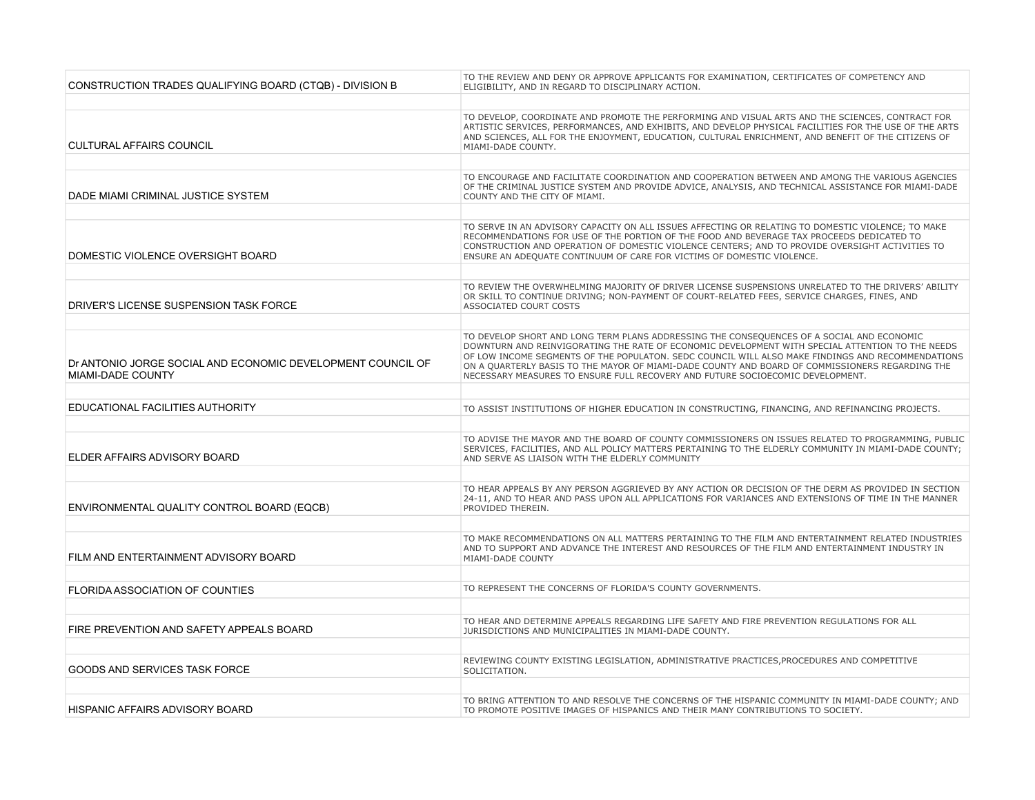| | |
|---|---|
| CONSTRUCTION TRADES QUALIFYING BOARD (CTQB) - DIVISION B | TO THE REVIEW AND DENY OR APPROVE APPLICANTS FOR EXAMINATION, CERTIFICATES OF COMPETENCY AND ELIGIBILITY, AND IN REGARD TO DISCIPLINARY ACTION. |
| | |
| CULTURAL AFFAIRS COUNCIL | TO DEVELOP, COORDINATE AND PROMOTE THE PERFORMING AND VISUAL ARTS AND THE SCIENCES, CONTRACT FOR ARTISTIC SERVICES, PERFORMANCES, AND EXHIBITS, AND DEVELOP PHYSICAL FACILITIES FOR THE USE OF THE ARTS AND SCIENCES, ALL FOR THE ENJOYMENT, EDUCATION, CULTURAL ENRICHMENT, AND BENEFIT OF THE CITIZENS OF MIAMI-DADE COUNTY. |
| | |
| DADE MIAMI CRIMINAL JUSTICE SYSTEM | TO ENCOURAGE AND FACILITATE COORDINATION AND COOPERATION BETWEEN AND AMONG THE VARIOUS AGENCIES OF THE CRIMINAL JUSTICE SYSTEM AND PROVIDE ADVICE, ANALYSIS, AND TECHNICAL ASSISTANCE FOR MIAMI-DADE COUNTY AND THE CITY OF MIAMI. |
| | |
| DOMESTIC VIOLENCE OVERSIGHT BOARD | TO SERVE IN AN ADVISORY CAPACITY ON ALL ISSUES AFFECTING OR RELATING TO DOMESTIC VIOLENCE; TO MAKE RECOMMENDATIONS FOR USE OF THE PORTION OF THE FOOD AND BEVERAGE TAX PROCEEDS DEDICATED TO CONSTRUCTION AND OPERATION OF DOMESTIC VIOLENCE CENTERS; AND TO PROVIDE OVERSIGHT ACTIVITIES TO ENSURE AN ADEQUATE CONTINUUM OF CARE FOR VICTIMS OF DOMESTIC VIOLENCE. |
| | |
| DRIVER'S LICENSE SUSPENSION TASK FORCE | TO REVIEW THE OVERWHELMING MAJORITY OF DRIVER LICENSE SUSPENSIONS UNRELATED TO THE DRIVERS' ABILITY OR SKILL TO CONTINUE DRIVING; NON-PAYMENT OF COURT-RELATED FEES, SERVICE CHARGES, FINES, AND ASSOCIATED COURT COSTS |
| | |
| Dr ANTONIO JORGE SOCIAL AND ECONOMIC DEVELOPMENT COUNCIL OF MIAMI-DADE COUNTY | TO DEVELOP SHORT AND LONG TERM PLANS ADDRESSING THE CONSEQUENCES OF A SOCIAL AND ECONOMIC DOWNTURN AND REINVIGORATING THE RATE OF ECONOMIC DEVELOPMENT WITH SPECIAL ATTENTION TO THE NEEDS OF LOW INCOME SEGMENTS OF THE POPULATON. SEDC COUNCIL WILL ALSO MAKE FINDINGS AND RECOMMENDATIONS ON A QUARTERLY BASIS TO THE MAYOR OF MIAMI-DADE COUNTY AND BOARD OF COMMISSIONERS REGARDING THE NECESSARY MEASURES TO ENSURE FULL RECOVERY AND FUTURE SOCIOECOMIC DEVELOPMENT. |
| | |
| EDUCATIONAL FACILITIES AUTHORITY | TO ASSIST INSTITUTIONS OF HIGHER EDUCATION IN CONSTRUCTING, FINANCING, AND REFINANCING PROJECTS. |
| | |
| ELDER AFFAIRS ADVISORY BOARD | TO ADVISE THE MAYOR AND THE BOARD OF COUNTY COMMISSIONERS ON ISSUES RELATED TO PROGRAMMING, PUBLIC SERVICES, FACILITIES, AND ALL POLICY MATTERS PERTAINING TO THE ELDERLY COMMUNITY IN MIAMI-DADE COUNTY; AND SERVE AS LIAISON WITH THE ELDERLY COMMUNITY |
| | |
| ENVIRONMENTAL QUALITY CONTROL BOARD (EQCB) | TO HEAR APPEALS BY ANY PERSON AGGRIEVED BY ANY ACTION OR DECISION OF THE DERM AS PROVIDED IN SECTION 24-11, AND TO HEAR AND PASS UPON ALL APPLICATIONS FOR VARIANCES AND EXTENSIONS OF TIME IN THE MANNER PROVIDED THEREIN. |
| | |
| FILM AND ENTERTAINMENT ADVISORY BOARD | TO MAKE RECOMMENDATIONS ON ALL MATTERS PERTAINING TO THE FILM AND ENTERTAINMENT RELATED INDUSTRIES AND TO SUPPORT AND ADVANCE THE INTEREST AND RESOURCES OF THE FILM AND ENTERTAINMENT INDUSTRY IN MIAMI-DADE COUNTY |
| | |
| FLORIDA ASSOCIATION OF COUNTIES | TO REPRESENT THE CONCERNS OF FLORIDA'S COUNTY GOVERNMENTS. |
| | |
| FIRE PREVENTION AND SAFETY APPEALS BOARD | TO HEAR AND DETERMINE APPEALS REGARDING LIFE SAFETY AND FIRE PREVENTION REGULATIONS FOR ALL JURISDICTIONS AND MUNICIPALITIES IN MIAMI-DADE COUNTY. |
| | |
| GOODS AND SERVICES TASK FORCE | REVIEWING COUNTY EXISTING LEGISLATION, ADMINISTRATIVE PRACTICES,PROCEDURES AND COMPETITIVE SOLICITATION. |
| | |
| HISPANIC AFFAIRS ADVISORY BOARD | TO BRING ATTENTION TO AND RESOLVE THE CONCERNS OF THE HISPANIC COMMUNITY IN MIAMI-DADE COUNTY; AND TO PROMOTE POSITIVE IMAGES OF HISPANICS AND THEIR MANY CONTRIBUTIONS TO SOCIETY. |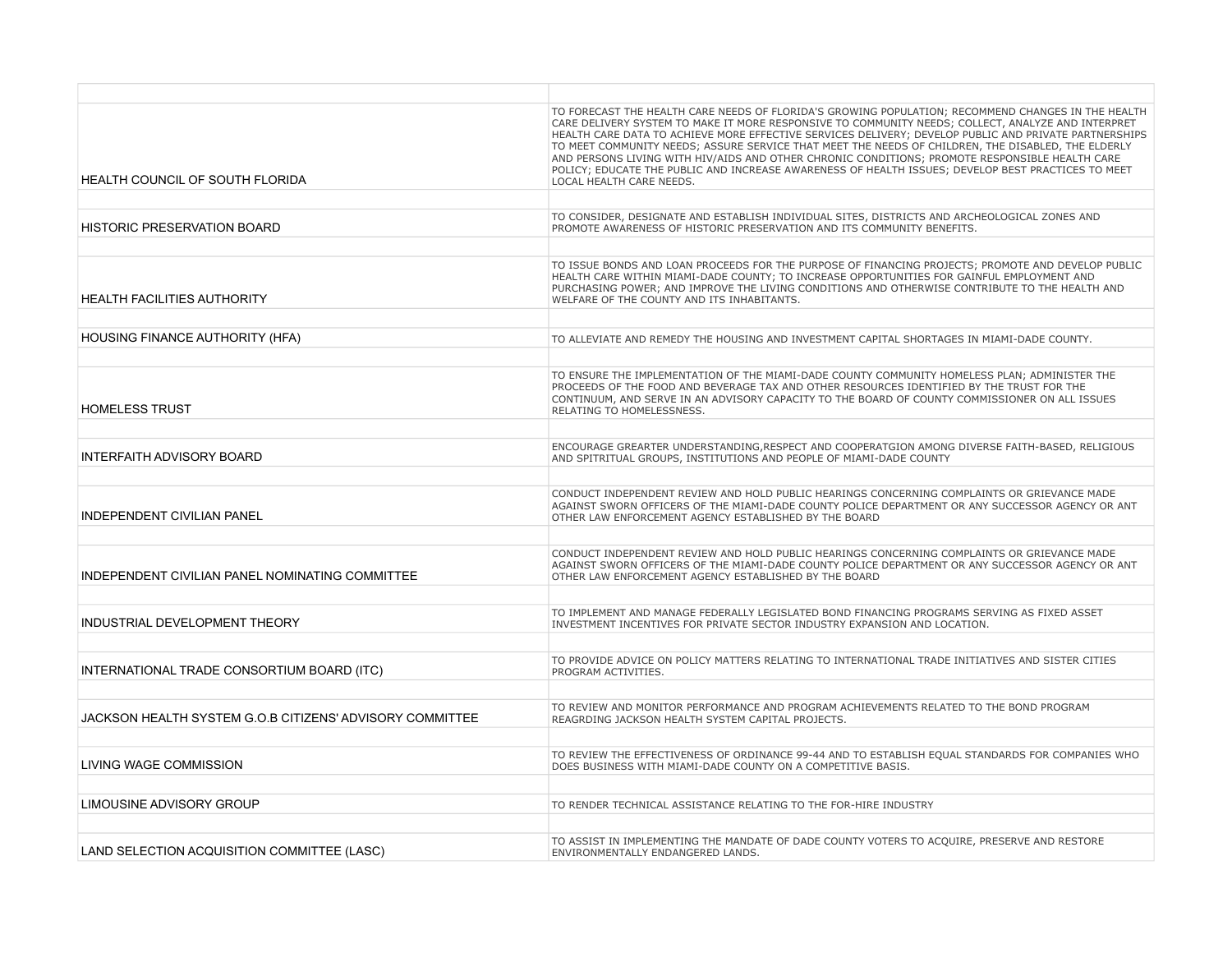| | |
|---|---|
| HEALTH COUNCIL OF SOUTH FLORIDA | TO FORECAST THE HEALTH CARE NEEDS OF FLORIDA'S GROWING POPULATION; RECOMMEND CHANGES IN THE HEALTH CARE DELIVERY SYSTEM TO MAKE IT MORE RESPONSIVE TO COMMUNITY NEEDS; COLLECT, ANALYZE AND INTERPRET HEALTH CARE DATA TO ACHIEVE MORE EFFECTIVE SERVICES DELIVERY; DEVELOP PUBLIC AND PRIVATE PARTNERSHIPS TO MEET COMMUNITY NEEDS; ASSURE SERVICE THAT MEET THE NEEDS OF CHILDREN, THE DISABLED, THE ELDERLY AND PERSONS LIVING WITH HIV/AIDS AND OTHER CHRONIC CONDITIONS; PROMOTE RESPONSIBLE HEALTH CARE POLICY; EDUCATE THE PUBLIC AND INCREASE AWARENESS OF HEALTH ISSUES; DEVELOP BEST PRACTICES TO MEET LOCAL HEALTH CARE NEEDS. |
| | |
| HISTORIC PRESERVATION BOARD | TO CONSIDER, DESIGNATE AND ESTABLISH INDIVIDUAL SITES, DISTRICTS AND ARCHEOLOGICAL ZONES AND PROMOTE AWARENESS OF HISTORIC PRESERVATION AND ITS COMMUNITY BENEFITS. |
| | |
| HEALTH FACILITIES AUTHORITY | TO ISSUE BONDS AND LOAN PROCEEDS FOR THE PURPOSE OF FINANCING PROJECTS; PROMOTE AND DEVELOP PUBLIC HEALTH CARE WITHIN MIAMI-DADE COUNTY; TO INCREASE OPPORTUNITIES FOR GAINFUL EMPLOYMENT AND PURCHASING POWER; AND IMPROVE THE LIVING CONDITIONS AND OTHERWISE CONTRIBUTE TO THE HEALTH AND WELFARE OF THE COUNTY AND ITS INHABITANTS. |
| | |
| HOUSING FINANCE AUTHORITY (HFA) | TO ALLEVIATE AND REMEDY THE HOUSING AND INVESTMENT CAPITAL SHORTAGES IN MIAMI-DADE COUNTY. |
| | |
| HOMELESS TRUST | TO ENSURE THE IMPLEMENTATION OF THE MIAMI-DADE COUNTY COMMUNITY HOMELESS PLAN; ADMINISTER THE PROCEEDS OF THE FOOD AND BEVERAGE TAX AND OTHER RESOURCES IDENTIFIED BY THE TRUST FOR THE CONTINUUM, AND SERVE IN AN ADVISORY CAPACITY TO THE BOARD OF COUNTY COMMISSIONER ON ALL ISSUES RELATING TO HOMELESSNESS. |
| | |
| INTERFAITH ADVISORY BOARD | ENCOURAGE GREARTER UNDERSTANDING,RESPECT AND COOPERATGION AMONG DIVERSE FAITH-BASED, RELIGIOUS AND SPITRITUAL GROUPS, INSTITUTIONS AND PEOPLE OF MIAMI-DADE COUNTY |
| | |
| INDEPENDENT CIVILIAN PANEL | CONDUCT INDEPENDENT REVIEW AND HOLD PUBLIC HEARINGS CONCERNING COMPLAINTS OR GRIEVANCE MADE AGAINST SWORN OFFICERS OF THE MIAMI-DADE COUNTY POLICE DEPARTMENT OR ANY SUCCESSOR AGENCY OR ANT OTHER LAW ENFORCEMENT AGENCY ESTABLISHED BY THE BOARD |
| | |
| INDEPENDENT CIVILIAN PANEL NOMINATING COMMITTEE | CONDUCT INDEPENDENT REVIEW AND HOLD PUBLIC HEARINGS CONCERNING COMPLAINTS OR GRIEVANCE MADE AGAINST SWORN OFFICERS OF THE MIAMI-DADE COUNTY POLICE DEPARTMENT OR ANY SUCCESSOR AGENCY OR ANT OTHER LAW ENFORCEMENT AGENCY ESTABLISHED BY THE BOARD |
| | |
| INDUSTRIAL DEVELOPMENT THEORY | TO IMPLEMENT AND MANAGE FEDERALLY LEGISLATED BOND FINANCING PROGRAMS SERVING AS FIXED ASSET INVESTMENT INCENTIVES FOR PRIVATE SECTOR INDUSTRY EXPANSION AND LOCATION. |
| | |
| INTERNATIONAL TRADE CONSORTIUM BOARD (ITC) | TO PROVIDE ADVICE ON POLICY MATTERS RELATING TO INTERNATIONAL TRADE INITIATIVES AND SISTER CITIES PROGRAM ACTIVITIES. |
| | |
| JACKSON HEALTH SYSTEM G.O.B CITIZENS' ADVISORY COMMITTEE | TO REVIEW AND MONITOR PERFORMANCE AND PROGRAM ACHIEVEMENTS RELATED TO THE BOND PROGRAM REAGRDING JACKSON HEALTH SYSTEM CAPITAL PROJECTS. |
| | |
| LIVING WAGE COMMISSION | TO REVIEW THE EFFECTIVENESS OF ORDINANCE 99-44 AND TO ESTABLISH EQUAL STANDARDS FOR COMPANIES WHO DOES BUSINESS WITH MIAMI-DADE COUNTY ON A COMPETITIVE BASIS. |
| | |
| LIMOUSINE ADVISORY GROUP | TO RENDER TECHNICAL ASSISTANCE RELATING TO THE FOR-HIRE INDUSTRY |
| | |
| LAND SELECTION ACQUISITION COMMITTEE (LASC) | TO ASSIST IN IMPLEMENTING THE MANDATE OF DADE COUNTY VOTERS TO ACQUIRE, PRESERVE AND RESTORE ENVIRONMENTALLY ENDANGERED LANDS. |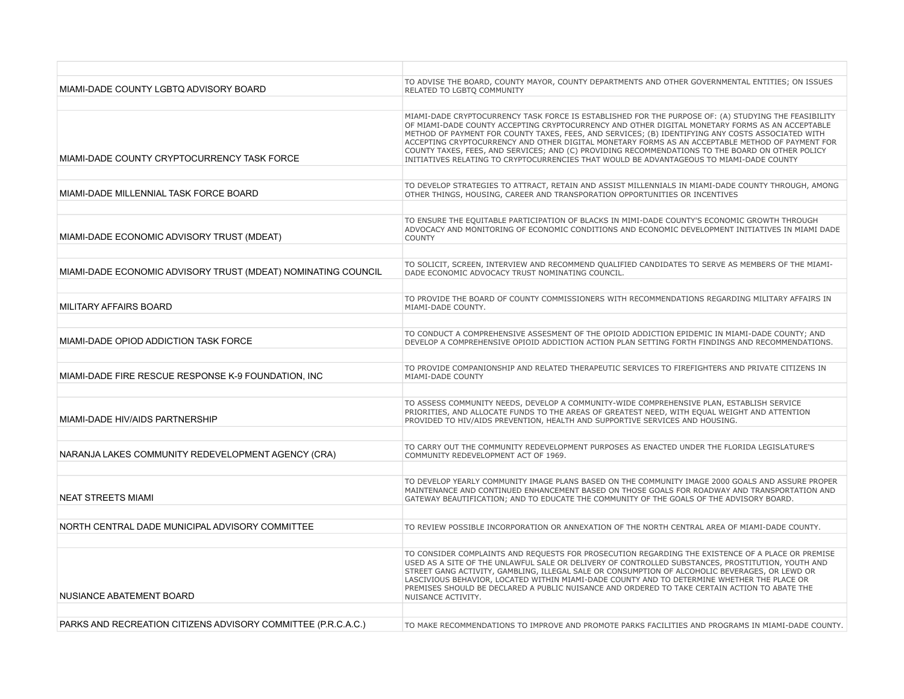| | |
|---|---|
| MIAMI-DADE COUNTY LGBTQ ADVISORY BOARD | TO ADVISE THE BOARD, COUNTY MAYOR, COUNTY DEPARTMENTS AND OTHER GOVERNMENTAL ENTITIES; ON ISSUES RELATED TO LGBTQ COMMUNITY |
| | |
| MIAMI-DADE COUNTY CRYPTOCURRENCY TASK FORCE | MIAMI-DADE CRYPTOCURRENCY TASK FORCE IS ESTABLISHED FOR THE PURPOSE OF: (A) STUDYING THE FEASIBILITY OF MIAMI-DADE COUNTY ACCEPTING CRYPTOCURRENCY AND OTHER DIGITAL MONETARY FORMS AS AN ACCEPTABLE METHOD OF PAYMENT FOR COUNTY TAXES, FEES, AND SERVICES; (B) IDENTIFYING ANY COSTS ASSOCIATED WITH ACCEPTING CRYPTOCURRENCY AND OTHER DIGITAL MONETARY FORMS AS AN ACCEPTABLE METHOD OF PAYMENT FOR COUNTY TAXES, FEES, AND SERVICES; AND (C) PROVIDING RECOMMENDATIONS TO THE BOARD ON OTHER POLICY INITIATIVES RELATING TO CRYPTOCURRENCIES THAT WOULD BE ADVANTAGEOUS TO MIAMI-DADE COUNTY |
| | |
| MIAMI-DADE MILLENNIAL TASK FORCE BOARD | TO DEVELOP STRATEGIES TO ATTRACT, RETAIN AND ASSIST MILLENNIALS IN MIAMI-DADE COUNTY THROUGH, AMONG OTHER THINGS, HOUSING, CAREER AND TRANSPORATION OPPORTUNITIES OR INCENTIVES |
| | |
| MIAMI-DADE ECONOMIC ADVISORY TRUST (MDEAT) | TO ENSURE THE EQUITABLE PARTICIPATION OF BLACKS IN MIMI-DADE COUNTY'S ECONOMIC GROWTH THROUGH ADVOCACY AND MONITORING OF ECONOMIC CONDITIONS AND ECONOMIC DEVELOPMENT INITIATIVES IN MIAMI DADE COUNTY |
| | |
| MIAMI-DADE ECONOMIC ADVISORY TRUST (MDEAT) NOMINATING COUNCIL | TO SOLICIT, SCREEN, INTERVIEW AND RECOMMEND QUALIFIED CANDIDATES TO SERVE AS MEMBERS OF THE MIAMI-DADE ECONOMIC ADVOCACY TRUST NOMINATING COUNCIL. |
| | |
| MILITARY AFFAIRS BOARD | TO PROVIDE THE BOARD OF COUNTY COMMISSIONERS WITH RECOMMENDATIONS REGARDING MILITARY AFFAIRS IN MIAMI-DADE COUNTY. |
| | |
| MIAMI-DADE OPIOD ADDICTION TASK FORCE | TO CONDUCT A COMPREHENSIVE ASSESMENT OF THE OPIOID ADDICTION EPIDEMIC IN MIAMI-DADE COUNTY; AND DEVELOP A COMPREHENSIVE OPIOID ADDICTION ACTION PLAN SETTING FORTH FINDINGS AND RECOMMENDATIONS. |
| | |
| MIAMI-DADE FIRE RESCUE RESPONSE K-9 FOUNDATION, INC | TO PROVIDE COMPANIONSHIP AND RELATED THERAPEUTIC SERVICES TO FIREFIGHTERS AND PRIVATE CITIZENS IN MIAMI-DADE COUNTY |
| | |
| MIAMI-DADE HIV/AIDS PARTNERSHIP | TO ASSESS COMMUNITY NEEDS, DEVELOP A COMMUNITY-WIDE COMPREHENSIVE PLAN, ESTABLISH SERVICE PRIORITIES, AND ALLOCATE FUNDS TO THE AREAS OF GREATEST NEED, WITH EQUAL WEIGHT AND ATTENTION PROVIDED TO HIV/AIDS PREVENTION, HEALTH AND SUPPORTIVE SERVICES AND HOUSING. |
| | |
| NARANJA LAKES COMMUNITY REDEVELOPMENT AGENCY (CRA) | TO CARRY OUT THE COMMUNITY REDEVELOPMENT PURPOSES AS ENACTED UNDER THE FLORIDA LEGISLATURE'S COMMUNITY REDEVELOPMENT ACT OF 1969. |
| | |
| NEAT STREETS MIAMI | TO DEVELOP YEARLY COMMUNITY IMAGE PLANS BASED ON THE COMMUNITY IMAGE 2000 GOALS AND ASSURE PROPER MAINTENANCE AND CONTINUED ENHANCEMENT BASED ON THOSE GOALS FOR ROADWAY AND TRANSPORTATION AND GATEWAY BEAUTIFICATION; AND TO EDUCATE THE COMMUNITY OF THE GOALS OF THE ADVISORY BOARD. |
| | |
| NORTH CENTRAL DADE MUNICIPAL ADVISORY COMMITTEE | TO REVIEW POSSIBLE INCORPORATION OR ANNEXATION OF THE NORTH CENTRAL AREA OF MIAMI-DADE COUNTY. |
| | |
| NUSIANCE ABATEMENT BOARD | TO CONSIDER COMPLAINTS AND REQUESTS FOR PROSECUTION REGARDING THE EXISTENCE OF A PLACE OR PREMISE USED AS A SITE OF THE UNLAWFUL SALE OR DELIVERY OF CONTROLLED SUBSTANCES, PROSTITUTION, YOUTH AND STREET GANG ACTIVITY, GAMBLING, ILLEGAL SALE OR CONSUMPTION OF ALCOHOLIC BEVERAGES, OR LEWD OR LASCIVIOUS BEHAVIOR, LOCATED WITHIN MIAMI-DADE COUNTY AND TO DETERMINE WHETHER THE PLACE OR PREMISES SHOULD BE DECLARED A PUBLIC NUISANCE AND ORDERED TO TAKE CERTAIN ACTION TO ABATE THE NUISANCE ACTIVITY. |
| | |
| PARKS AND RECREATION CITIZENS ADVISORY COMMITTEE (P.R.C.A.C.) | TO MAKE RECOMMENDATIONS TO IMPROVE AND PROMOTE PARKS FACILITIES AND PROGRAMS IN MIAMI-DADE COUNTY. |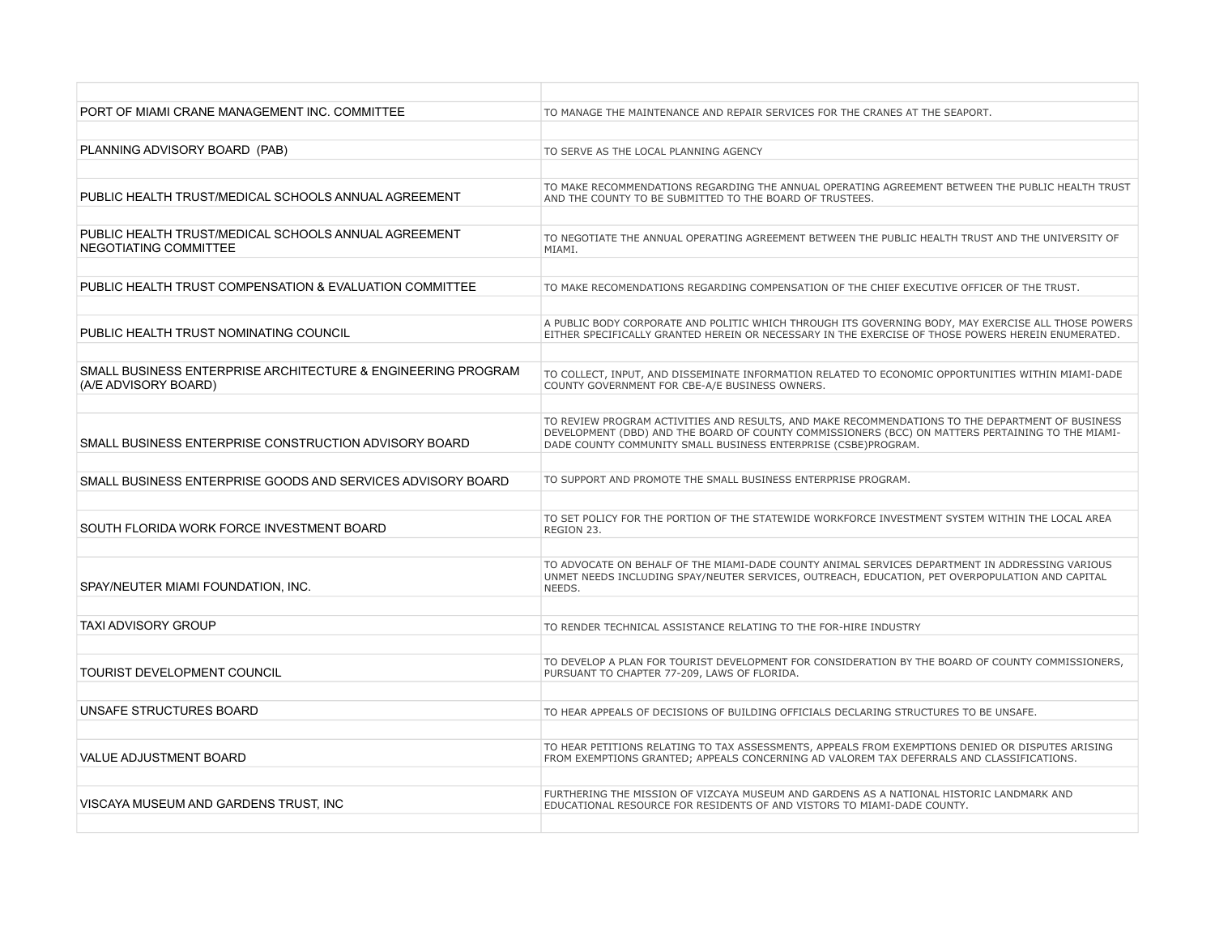| | |
|---|---|
| PORT OF MIAMI CRANE MANAGEMENT INC. COMMITTEE | TO MANAGE THE MAINTENANCE AND REPAIR SERVICES FOR THE CRANES AT THE SEAPORT. |
| PLANNING ADVISORY BOARD (PAB) | TO SERVE AS THE LOCAL PLANNING AGENCY |
| PUBLIC HEALTH TRUST/MEDICAL SCHOOLS ANNUAL AGREEMENT | TO MAKE RECOMMENDATIONS REGARDING THE ANNUAL OPERATING AGREEMENT BETWEEN THE PUBLIC HEALTH TRUST AND THE COUNTY TO BE SUBMITTED TO THE BOARD OF TRUSTEES. |
| PUBLIC HEALTH TRUST/MEDICAL SCHOOLS ANNUAL AGREEMENT NEGOTIATING COMMITTEE | TO NEGOTIATE THE ANNUAL OPERATING AGREEMENT BETWEEN THE PUBLIC HEALTH TRUST AND THE UNIVERSITY OF MIAMI. |
| PUBLIC HEALTH TRUST COMPENSATION & EVALUATION COMMITTEE | TO MAKE RECOMENDATIONS REGARDING COMPENSATION OF THE CHIEF EXECUTIVE OFFICER OF THE TRUST. |
| PUBLIC HEALTH TRUST NOMINATING COUNCIL | A PUBLIC BODY CORPORATE AND POLITIC WHICH THROUGH ITS GOVERNING BODY, MAY EXERCISE ALL THOSE POWERS EITHER SPECIFICALLY GRANTED HEREIN OR NECESSARY IN THE EXERCISE OF THOSE POWERS HEREIN ENUMERATED. |
| SMALL BUSINESS ENTERPRISE ARCHITECTURE & ENGINEERING PROGRAM (A/E ADVISORY BOARD) | TO COLLECT, INPUT, AND DISSEMINATE INFORMATION RELATED TO ECONOMIC OPPORTUNITIES WITHIN MIAMI-DADE COUNTY GOVERNMENT FOR CBE-A/E BUSINESS OWNERS. |
| SMALL BUSINESS ENTERPRISE CONSTRUCTION ADVISORY BOARD | TO REVIEW PROGRAM ACTIVITIES AND RESULTS, AND MAKE RECOMMENDATIONS TO THE DEPARTMENT OF BUSINESS DEVELOPMENT (DBD) AND THE BOARD OF COUNTY COMMISSIONERS (BCC) ON MATTERS PERTAINING TO THE MIAMI-DADE COUNTY COMMUNITY SMALL BUSINESS ENTERPRISE (CSBE)PROGRAM. |
| SMALL BUSINESS ENTERPRISE GOODS AND SERVICES ADVISORY BOARD | TO SUPPORT AND PROMOTE THE SMALL BUSINESS ENTERPRISE PROGRAM. |
| SOUTH FLORIDA WORK FORCE INVESTMENT BOARD | TO SET POLICY FOR THE PORTION OF THE STATEWIDE WORKFORCE INVESTMENT SYSTEM WITHIN THE LOCAL AREA REGION 23. |
| SPAY/NEUTER MIAMI FOUNDATION, INC. | TO ADVOCATE ON BEHALF OF THE MIAMI-DADE COUNTY ANIMAL SERVICES DEPARTMENT IN ADDRESSING VARIOUS UNMET NEEDS INCLUDING SPAY/NEUTER SERVICES, OUTREACH, EDUCATION, PET OVERPOPULATION AND CAPITAL NEEDS. |
| TAXI ADVISORY GROUP | TO RENDER TECHNICAL ASSISTANCE RELATING TO THE FOR-HIRE INDUSTRY |
| TOURIST DEVELOPMENT COUNCIL | TO DEVELOP A PLAN FOR TOURIST DEVELOPMENT FOR CONSIDERATION BY THE BOARD OF COUNTY COMMISSIONERS, PURSUANT TO CHAPTER 77-209, LAWS OF FLORIDA. |
| UNSAFE STRUCTURES BOARD | TO HEAR APPEALS OF DECISIONS OF BUILDING OFFICIALS DECLARING STRUCTURES TO BE UNSAFE. |
| VALUE ADJUSTMENT BOARD | TO HEAR PETITIONS RELATING TO TAX ASSESSMENTS, APPEALS FROM EXEMPTIONS DENIED OR DISPUTES ARISING FROM EXEMPTIONS GRANTED; APPEALS CONCERNING AD VALOREM TAX DEFERRALS AND CLASSIFICATIONS. |
| VISCAYA MUSEUM AND GARDENS TRUST, INC | FURTHERING THE MISSION OF VIZCAYA MUSEUM AND GARDENS AS A NATIONAL HISTORIC LANDMARK AND EDUCATIONAL RESOURCE FOR RESIDENTS OF AND VISTORS TO MIAMI-DADE COUNTY. |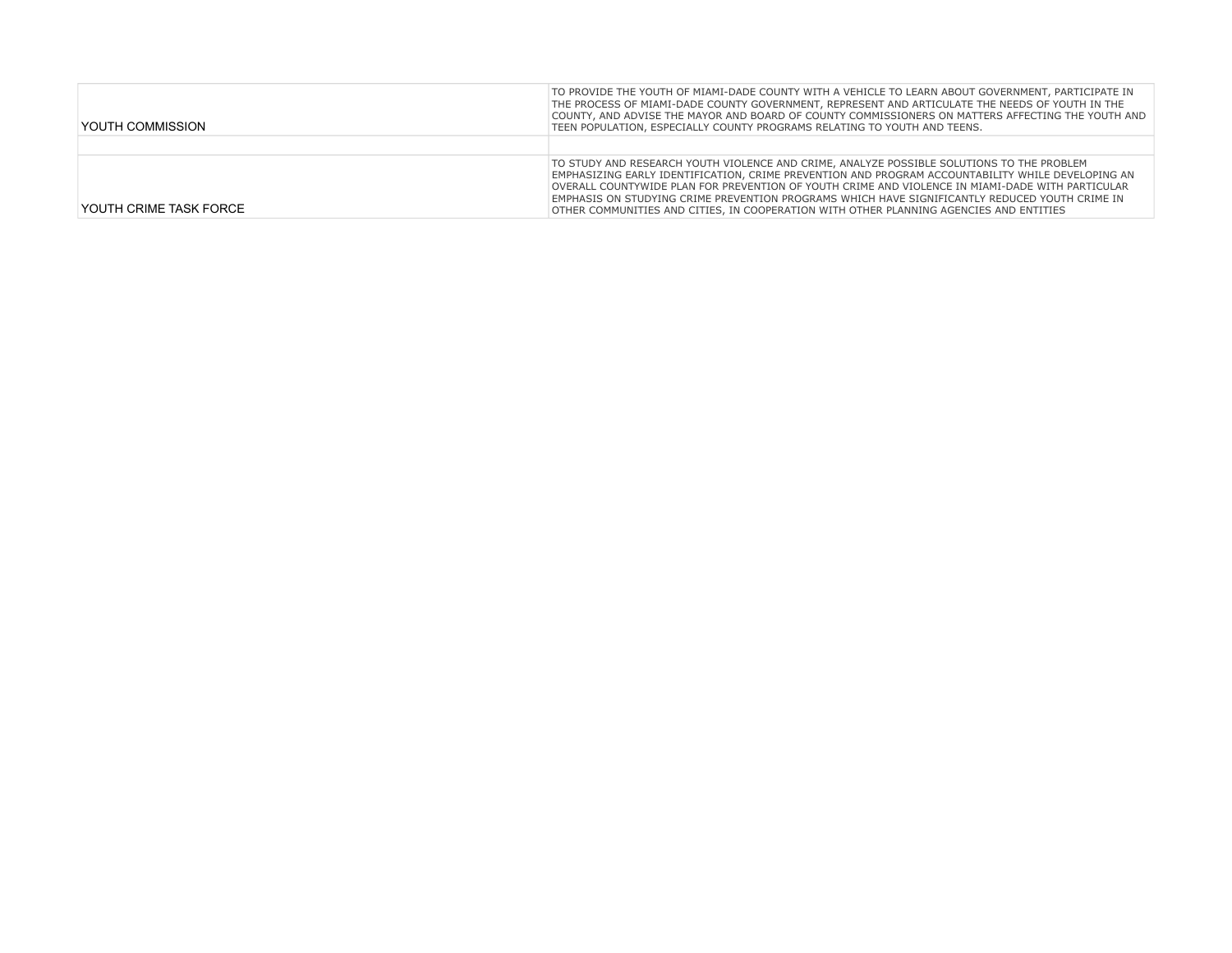| | |
|---|---|
| YOUTH COMMISSION | TO PROVIDE THE YOUTH OF MIAMI-DADE COUNTY WITH A VEHICLE TO LEARN ABOUT GOVERNMENT, PARTICIPATE IN THE PROCESS OF MIAMI-DADE COUNTY GOVERNMENT, REPRESENT AND ARTICULATE THE NEEDS OF YOUTH IN THE COUNTY, AND ADVISE THE MAYOR AND BOARD OF COUNTY COMMISSIONERS ON MATTERS AFFECTING THE YOUTH AND TEEN POPULATION, ESPECIALLY COUNTY PROGRAMS RELATING TO YOUTH AND TEENS. |
| | |
| YOUTH CRIME TASK FORCE | TO STUDY AND RESEARCH YOUTH VIOLENCE AND CRIME, ANALYZE POSSIBLE SOLUTIONS TO THE PROBLEM EMPHASIZING EARLY IDENTIFICATION, CRIME PREVENTION AND PROGRAM ACCOUNTABILITY WHILE DEVELOPING AN OVERALL COUNTYWIDE PLAN FOR PREVENTION OF YOUTH CRIME AND VIOLENCE IN MIAMI-DADE WITH PARTICULAR EMPHASIS ON STUDYING CRIME PREVENTION PROGRAMS WHICH HAVE SIGNIFICANTLY REDUCED YOUTH CRIME IN OTHER COMMUNITIES AND CITIES, IN COOPERATION WITH OTHER PLANNING AGENCIES AND ENTITIES |